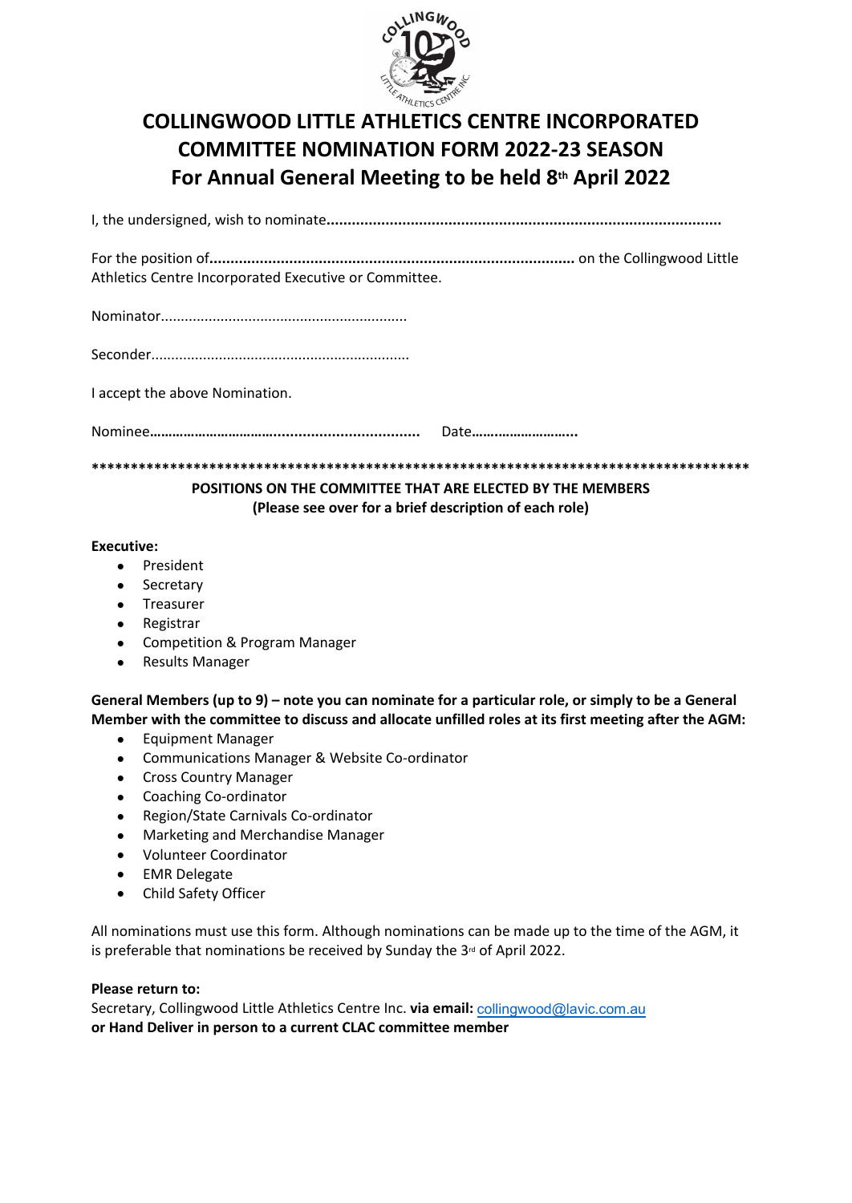# COLLINGWOOD LITTLE ATHLETICS CENTRE INCORPORATED
# COMMITTEE NOMINATION FORM 2022-23 SEASON
# For Annual General Meeting to be held 8th April 2022

I, the undersigned, wish to nominate.............................................................................................

For the position of....................................................................................... on the Collingwood Little Athletics Centre Incorporated Executive or Committee.

Nominator.............................................................

Seconder................................................................

I accept the above Nomination.

Nominee………………………….................................... Date……………………..

*************************************************************************************

**POSITIONS ON THE COMMITTEE THAT ARE ELECTED BY THE MEMBERS**
**(Please see over for a brief description of each role)**

**Executive:**

- President
- Secretary
- Treasurer
- Registrar
- Competition & Program Manager
- Results Manager

**General Members (up to 9) – note you can nominate for a particular role, or simply to be a General Member with the committee to discuss and allocate unfilled roles at its first meeting after the AGM:**

- Equipment Manager
- Communications Manager & Website Co-ordinator
- Cross Country Manager
- Coaching Co-ordinator
- Region/State Carnivals Co-ordinator
- Marketing and Merchandise Manager
- Volunteer Coordinator
- EMR Delegate
- Child Safety Officer

All nominations must use this form. Although nominations can be made up to the time of the AGM, it is preferable that nominations be received by Sunday the 3rd of April 2022.

**Please return to:**
Secretary, Collingwood Little Athletics Centre Inc. **via email:** collingwood@lavic.com.au
**or Hand Deliver in person to a current CLAC committee member**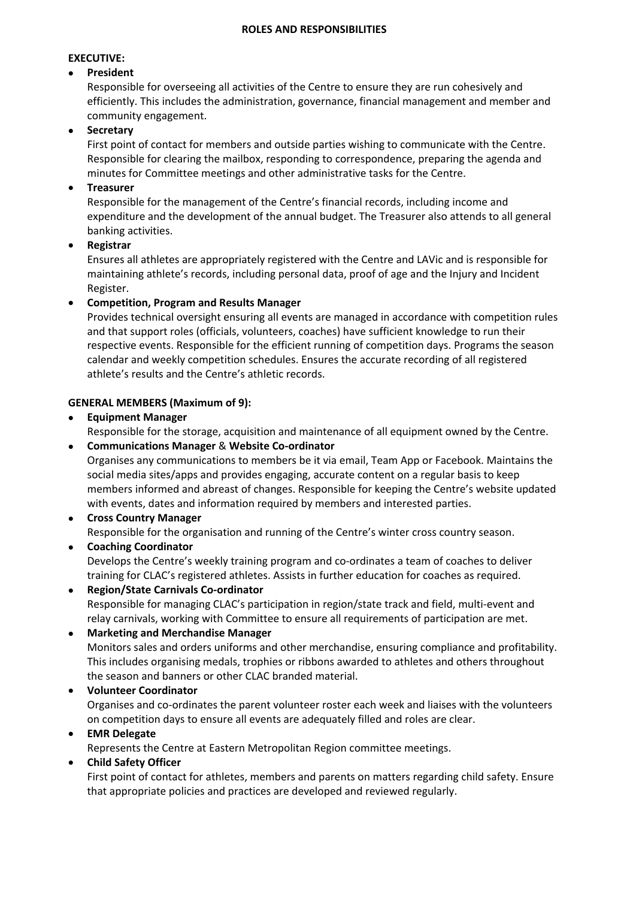## ROLES AND RESPONSIBILITIES

**EXECUTIVE:**

- **President**
  Responsible for overseeing all activities of the Centre to ensure they are run cohesively and efficiently. This includes the administration, governance, financial management and member and community engagement.
- **Secretary**
  First point of contact for members and outside parties wishing to communicate with the Centre. Responsible for clearing the mailbox, responding to correspondence, preparing the agenda and minutes for Committee meetings and other administrative tasks for the Centre.
- **Treasurer**
  Responsible for the management of the Centre's financial records, including income and expenditure and the development of the annual budget. The Treasurer also attends to all general banking activities.
- **Registrar**
  Ensures all athletes are appropriately registered with the Centre and LAVic and is responsible for maintaining athlete's records, including personal data, proof of age and the Injury and Incident Register.
- **Competition, Program and Results Manager**
  Provides technical oversight ensuring all events are managed in accordance with competition rules and that support roles (officials, volunteers, coaches) have sufficient knowledge to run their respective events. Responsible for the efficient running of competition days. Programs the season calendar and weekly competition schedules. Ensures the accurate recording of all registered athlete's results and the Centre's athletic records.

**GENERAL MEMBERS (Maximum of 9):**

- **Equipment Manager**
  Responsible for the storage, acquisition and maintenance of all equipment owned by the Centre.
- **Communications Manager** & **Website Co-ordinator**
  Organises any communications to members be it via email, Team App or Facebook. Maintains the social media sites/apps and provides engaging, accurate content on a regular basis to keep members informed and abreast of changes. Responsible for keeping the Centre's website updated with events, dates and information required by members and interested parties.
- **Cross Country Manager**
  Responsible for the organisation and running of the Centre's winter cross country season.
- **Coaching Coordinator**
  Develops the Centre's weekly training program and co-ordinates a team of coaches to deliver training for CLAC's registered athletes. Assists in further education for coaches as required.
- **Region/State Carnivals Co-ordinator**
  Responsible for managing CLAC's participation in region/state track and field, multi-event and relay carnivals, working with Committee to ensure all requirements of participation are met.
- **Marketing and Merchandise Manager**
  Monitors sales and orders uniforms and other merchandise, ensuring compliance and profitability. This includes organising medals, trophies or ribbons awarded to athletes and others throughout the season and banners or other CLAC branded material.
- **Volunteer Coordinator**
  Organises and co-ordinates the parent volunteer roster each week and liaises with the volunteers on competition days to ensure all events are adequately filled and roles are clear.
- **EMR Delegate**
  Represents the Centre at Eastern Metropolitan Region committee meetings.
- **Child Safety Officer**
  First point of contact for athletes, members and parents on matters regarding child safety. Ensure that appropriate policies and practices are developed and reviewed regularly.